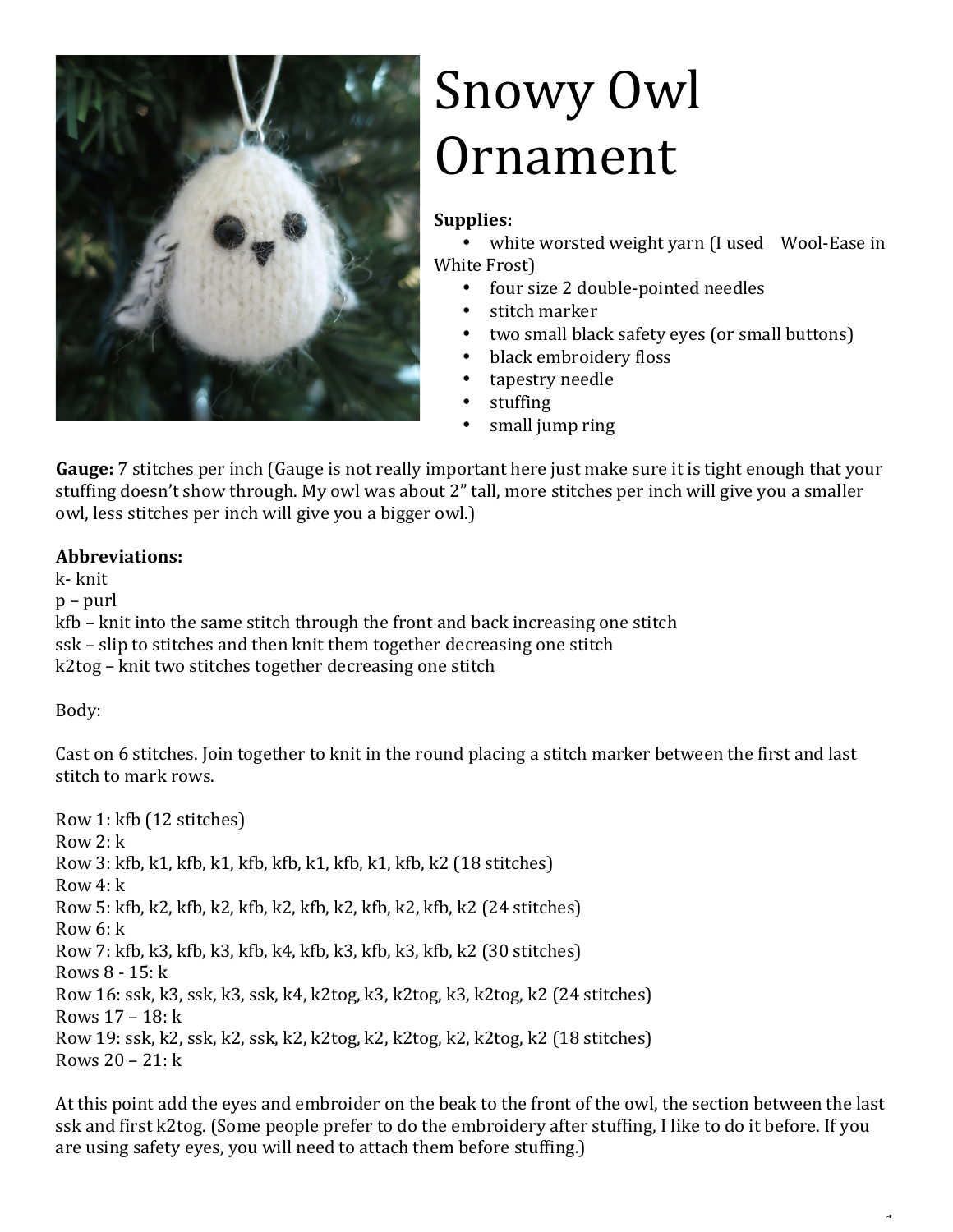# Snowy Owl Ornament

**Supplies:**

- white worsted weight yarn (I used Wool-Ease in White Frost)
- four size 2 double-pointed needles
- stitch marker
- two small black safety eyes (or small buttons)
- black embroidery floss
- tapestry needle
- stuffing
- small jump ring

**Gauge:** 7 stitches per inch (Gauge is not really important here just make sure it is tight enough that your stuffing doesn't show through. My owl was about 2" tall, more stitches per inch will give you a smaller owl, less stitches per inch will give you a bigger owl.)

**Abbreviations:**
k- knit
p – purl
kfb – knit into the same stitch through the front and back increasing one stitch
ssk – slip to stitches and then knit them together decreasing one stitch
k2tog – knit two stitches together decreasing one stitch

Body:

Cast on 6 stitches. Join together to knit in the round placing a stitch marker between the first and last stitch to mark rows.

Row 1: kfb (12 stitches)
Row 2: k
Row 3: kfb, k1, kfb, k1, kfb, kfb, k1, kfb, k1, kfb, k2 (18 stitches)
Row 4: k
Row 5: kfb, k2, kfb, k2, kfb, k2, kfb, k2, kfb, k2, kfb, k2 (24 stitches)
Row 6: k
Row 7: kfb, k3, kfb, k3, kfb, k4, kfb, k3, kfb, k3, kfb, k2 (30 stitches)
Rows 8 - 15: k
Row 16: ssk, k3, ssk, k3, ssk, k4, k2tog, k3, k2tog, k3, k2tog, k2 (24 stitches)
Rows 17 – 18: k
Row 19: ssk, k2, ssk, k2, ssk, k2, k2tog, k2, k2tog, k2, k2tog, k2 (18 stitches)
Rows 20 – 21: k

At this point add the eyes and embroider on the beak to the front of the owl, the section between the last ssk and first k2tog. (Some people prefer to do the embroidery after stuffing, I like to do it before. If you are using safety eyes, you will need to attach them before stuffing.)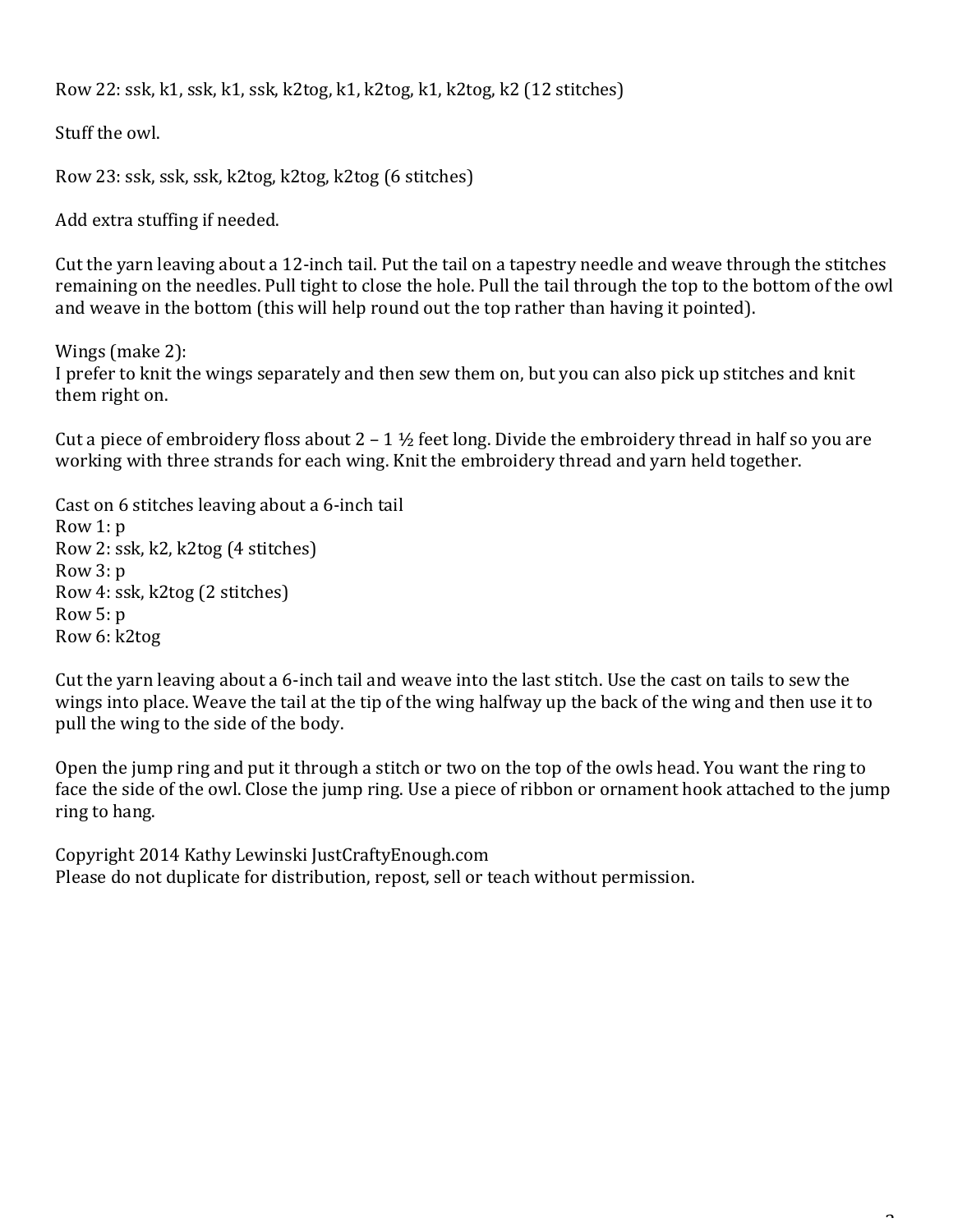Row 22: ssk, k1, ssk, k1, ssk, k2tog, k1, k2tog, k1, k2tog, k2 (12 stitches)

Stuff the owl.

Row 23: ssk, ssk, ssk, k2tog, k2tog, k2tog (6 stitches)

Add extra stuffing if needed.

Cut the yarn leaving about a 12-inch tail. Put the tail on a tapestry needle and weave through the stitches remaining on the needles. Pull tight to close the hole. Pull the tail through the top to the bottom of the owl and weave in the bottom (this will help round out the top rather than having it pointed).

Wings (make 2):
I prefer to knit the wings separately and then sew them on, but you can also pick up stitches and knit them right on.

Cut a piece of embroidery floss about 2 – 1 ½ feet long. Divide the embroidery thread in half so you are working with three strands for each wing. Knit the embroidery thread and yarn held together.

Cast on 6 stitches leaving about a 6-inch tail
Row 1: p
Row 2: ssk, k2, k2tog (4 stitches)
Row 3: p
Row 4: ssk, k2tog (2 stitches)
Row 5: p
Row 6: k2tog

Cut the yarn leaving about a 6-inch tail and weave into the last stitch. Use the cast on tails to sew the wings into place. Weave the tail at the tip of the wing halfway up the back of the wing and then use it to pull the wing to the side of the body.

Open the jump ring and put it through a stitch or two on the top of the owls head. You want the ring to face the side of the owl. Close the jump ring. Use a piece of ribbon or ornament hook attached to the jump ring to hang.

Copyright 2014 Kathy Lewinski JustCraftyEnough.com
Please do not duplicate for distribution, repost, sell or teach without permission.